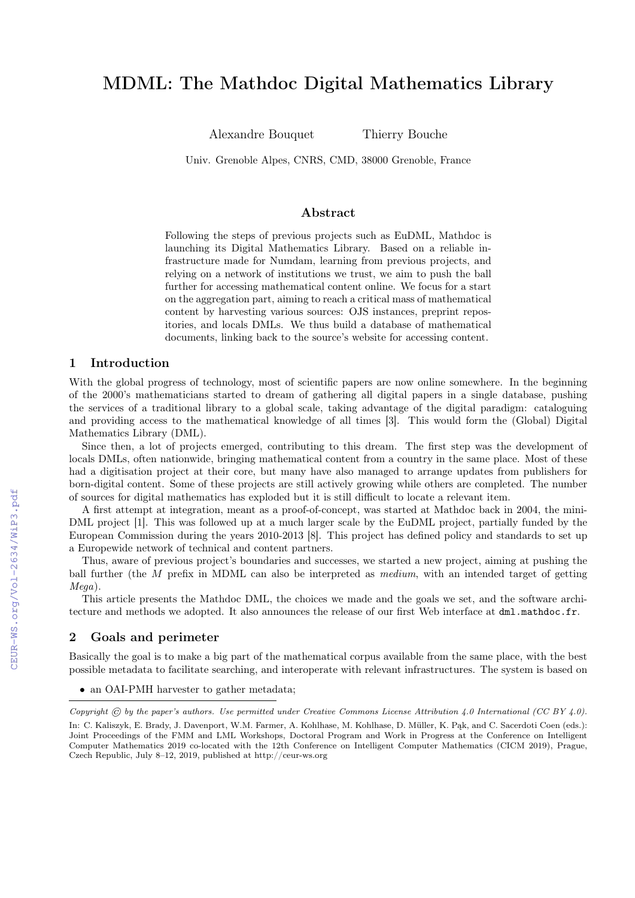# MDML: The Mathdoc Digital Mathematics Library

Alexandre Bouquet    Thierry Bouche

Univ. Grenoble Alpes, CNRS, CMD, 38000 Grenoble, France

## Abstract

Following the steps of previous projects such as EuDML, Mathdoc is launching its Digital Mathematics Library. Based on a reliable infrastructure made for Numdam, learning from previous projects, and relying on a network of institutions we trust, we aim to push the ball further for accessing mathematical content online. We focus for a start on the aggregation part, aiming to reach a critical mass of mathematical content by harvesting various sources: OJS instances, preprint repositories, and locals DMLs. We thus build a database of mathematical documents, linking back to the source's website for accessing content.

## 1 Introduction

With the global progress of technology, most of scientific papers are now online somewhere. In the beginning of the 2000's mathematicians started to dream of gathering all digital papers in a single database, pushing the services of a traditional library to a global scale, taking advantage of the digital paradigm: cataloguing and providing access to the mathematical knowledge of all times [3]. This would form the (Global) Digital Mathematics Library (DML).

Since then, a lot of projects emerged, contributing to this dream. The first step was the development of locals DMLs, often nationwide, bringing mathematical content from a country in the same place. Most of these had a digitisation project at their core, but many have also managed to arrange updates from publishers for born-digital content. Some of these projects are still actively growing while others are completed. The number of sources for digital mathematics has exploded but it is still difficult to locate a relevant item.

A first attempt at integration, meant as a proof-of-concept, was started at Mathdoc back in 2004, the mini-DML project [1]. This was followed up at a much larger scale by the EuDML project, partially funded by the European Commission during the years 2010-2013 [8]. This project has defined policy and standards to set up a Europewide network of technical and content partners.

Thus, aware of previous project's boundaries and successes, we started a new project, aiming at pushing the ball further (the *M* prefix in MDML can also be interpreted as *medium*, with an intended target of getting *Mega*).

This article presents the Mathdoc DML, the choices we made and the goals we set, and the software architecture and methods we adopted. It also announces the release of our first Web interface at `dml.mathdoc.fr`.

## 2 Goals and perimeter

Basically the goal is to make a big part of the mathematical corpus available from the same place, with the best possible metadata to facilitate searching, and interoperate with relevant infrastructures. The system is based on

- an OAI-PMH harvester to gather metadata;

---

*Copyright © by the paper's authors. Use permitted under Creative Commons License Attribution 4.0 International (CC BY 4.0).*

In: C. Kaliszyk, E. Brady, J. Davenport, W.M. Farmer, A. Kohlhase, M. Kohlhase, D. Müller, K. Pąk, and C. Sacerdoti Coen (eds.): Joint Proceedings of the FMM and LML Workshops, Doctoral Program and Work in Progress at the Conference on Intelligent Computer Mathematics 2019 co-located with the 12th Conference on Intelligent Computer Mathematics (CICM 2019), Prague, Czech Republic, July 8–12, 2019, published at http://ceur-ws.org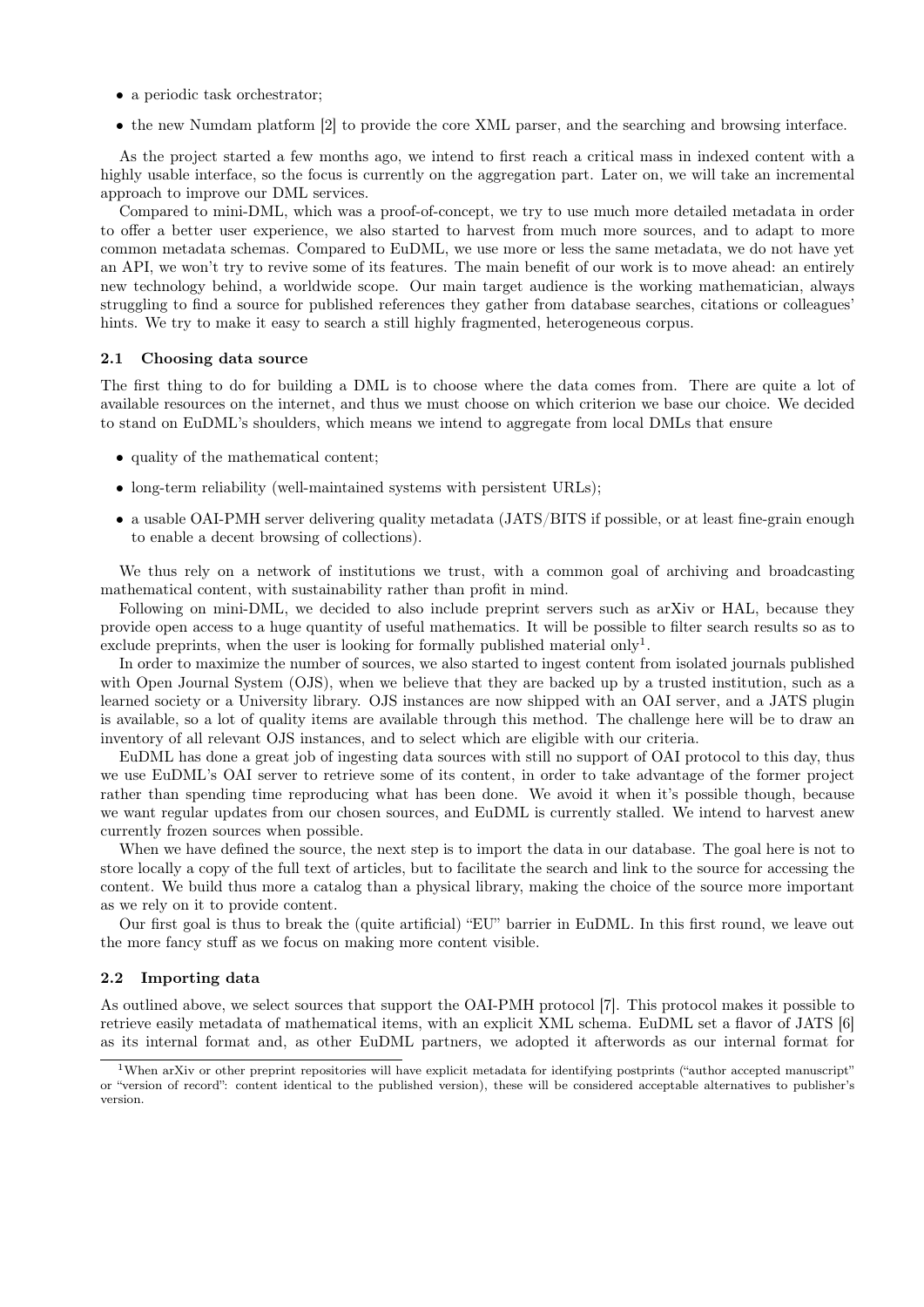- a periodic task orchestrator;
- the new Numdam platform [2] to provide the core XML parser, and the searching and browsing interface.

As the project started a few months ago, we intend to first reach a critical mass in indexed content with a highly usable interface, so the focus is currently on the aggregation part. Later on, we will take an incremental approach to improve our DML services.

Compared to mini-DML, which was a proof-of-concept, we try to use much more detailed metadata in order to offer a better user experience, we also started to harvest from much more sources, and to adapt to more common metadata schemas. Compared to EuDML, we use more or less the same metadata, we do not have yet an API, we won't try to revive some of its features. The main benefit of our work is to move ahead: an entirely new technology behind, a worldwide scope. Our main target audience is the working mathematician, always struggling to find a source for published references they gather from database searches, citations or colleagues' hints. We try to make it easy to search a still highly fragmented, heterogeneous corpus.

### 2.1 Choosing data source

The first thing to do for building a DML is to choose where the data comes from. There are quite a lot of available resources on the internet, and thus we must choose on which criterion we base our choice. We decided to stand on EuDML's shoulders, which means we intend to aggregate from local DMLs that ensure

- quality of the mathematical content;
- long-term reliability (well-maintained systems with persistent URLs);
- a usable OAI-PMH server delivering quality metadata (JATS/BITS if possible, or at least fine-grain enough to enable a decent browsing of collections).

We thus rely on a network of institutions we trust, with a common goal of archiving and broadcasting mathematical content, with sustainability rather than profit in mind.

Following on mini-DML, we decided to also include preprint servers such as arXiv or HAL, because they provide open access to a huge quantity of useful mathematics. It will be possible to filter search results so as to exclude preprints, when the user is looking for formally published material only[1].

In order to maximize the number of sources, we also started to ingest content from isolated journals published with Open Journal System (OJS), when we believe that they are backed up by a trusted institution, such as a learned society or a University library. OJS instances are now shipped with an OAI server, and a JATS plugin is available, so a lot of quality items are available through this method. The challenge here will be to draw an inventory of all relevant OJS instances, and to select which are eligible with our criteria.

EuDML has done a great job of ingesting data sources with still no support of OAI protocol to this day, thus we use EuDML's OAI server to retrieve some of its content, in order to take advantage of the former project rather than spending time reproducing what has been done. We avoid it when it's possible though, because we want regular updates from our chosen sources, and EuDML is currently stalled. We intend to harvest anew currently frozen sources when possible.

When we have defined the source, the next step is to import the data in our database. The goal here is not to store locally a copy of the full text of articles, but to facilitate the search and link to the source for accessing the content. We build thus more a catalog than a physical library, making the choice of the source more important as we rely on it to provide content.

Our first goal is thus to break the (quite artificial) "EU" barrier in EuDML. In this first round, we leave out the more fancy stuff as we focus on making more content visible.

### 2.2 Importing data

As outlined above, we select sources that support the OAI-PMH protocol [7]. This protocol makes it possible to retrieve easily metadata of mathematical items, with an explicit XML schema. EuDML set a flavor of JATS [6] as its internal format and, as other EuDML partners, we adopted it afterwords as our internal format for

---

[1] When arXiv or other preprint repositories will have explicit metadata for identifying postprints ("author accepted manuscript" or "version of record": content identical to the published version), these will be considered acceptable alternatives to publisher's version.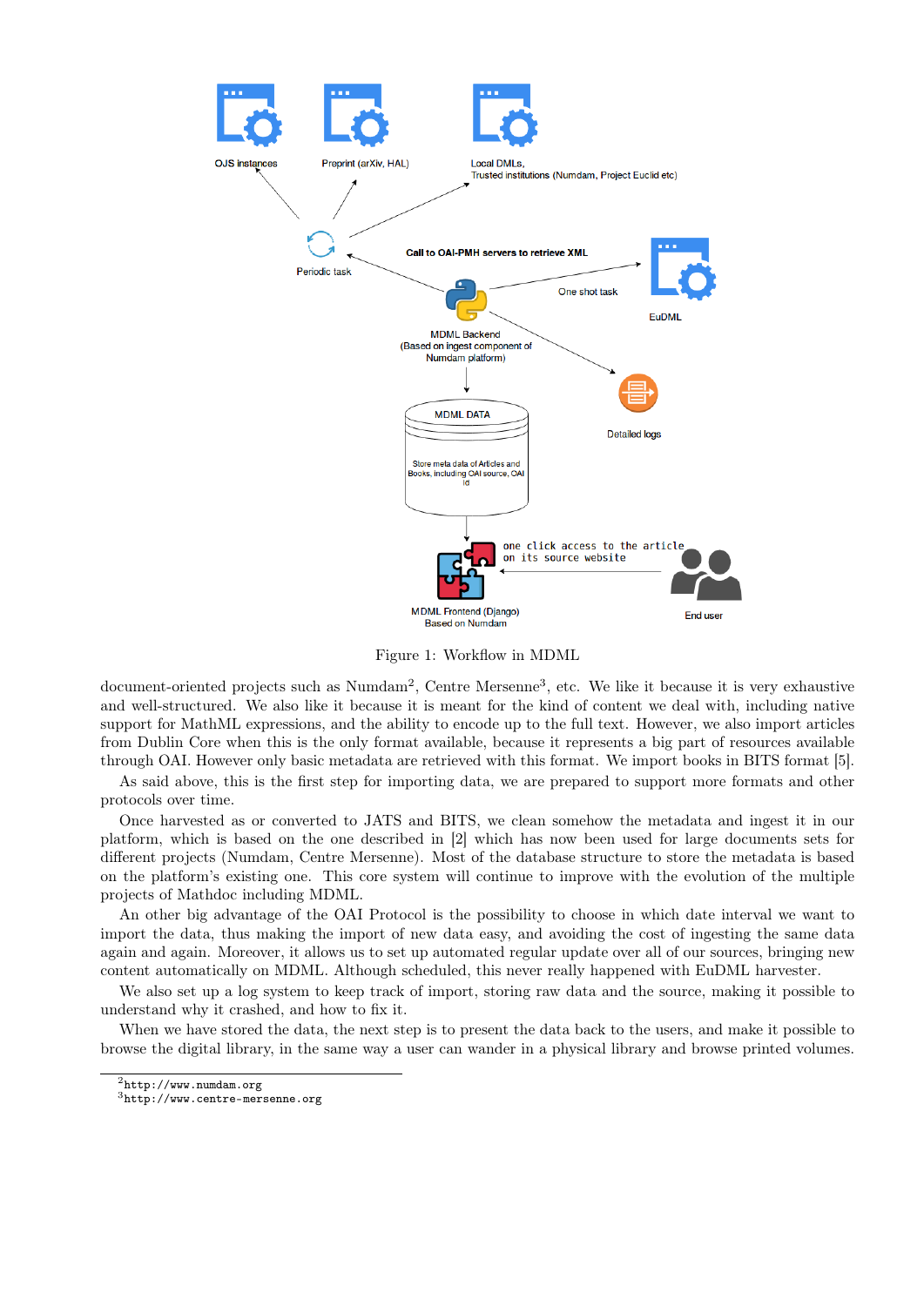Figure 1: Workflow in MDML

document-oriented projects such as Numdam[2], Centre Mersenne[3], etc. We like it because it is very exhaustive and well-structured. We also like it because it is meant for the kind of content we deal with, including native support for MathML expressions, and the ability to encode up to the full text. However, we also import articles from Dublin Core when this is the only format available, because it represents a big part of resources available through OAI. However only basic metadata are retrieved with this format. We import books in BITS format [5].

As said above, this is the first step for importing data, we are prepared to support more formats and other protocols over time.

Once harvested as or converted to JATS and BITS, we clean somehow the metadata and ingest it in our platform, which is based on the one described in [2] which has now been used for large documents sets for different projects (Numdam, Centre Mersenne). Most of the database structure to store the metadata is based on the platform's existing one. This core system will continue to improve with the evolution of the multiple projects of Mathdoc including MDML.

An other big advantage of the OAI Protocol is the possibility to choose in which date interval we want to import the data, thus making the import of new data easy, and avoiding the cost of ingesting the same data again and again. Moreover, it allows us to set up automated regular update over all of our sources, bringing new content automatically on MDML. Although scheduled, this never really happened with EuDML harvester.

We also set up a log system to keep track of import, storing raw data and the source, making it possible to understand why it crashed, and how to fix it.

When we have stored the data, the next step is to present the data back to the users, and make it possible to browse the digital library, in the same way a user can wander in a physical library and browse printed volumes.

---

[2] `http://www.numdam.org`

[3] `http://www.centre-mersenne.org`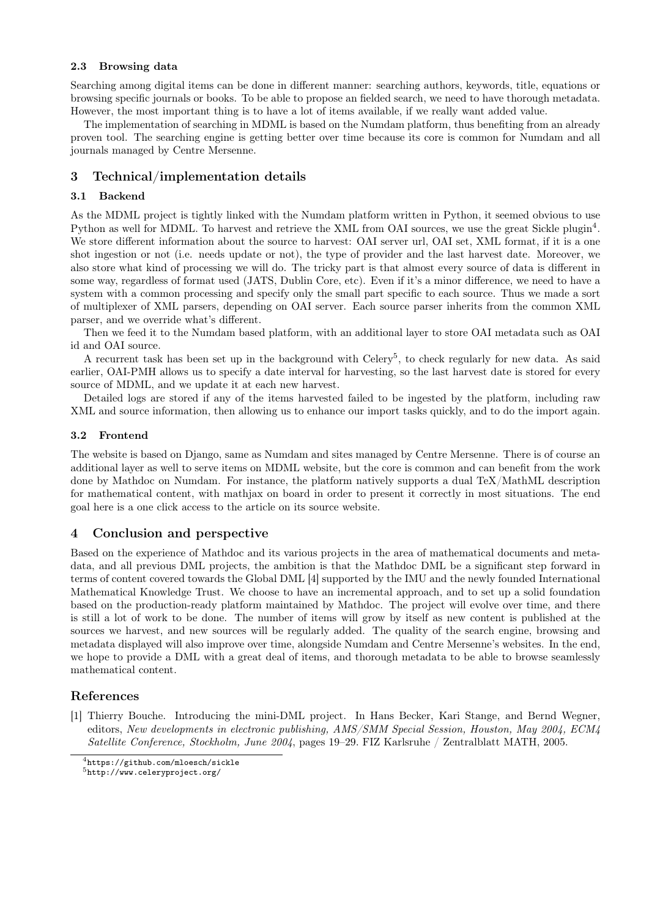### 2.3 Browsing data

Searching among digital items can be done in different manner: searching authors, keywords, title, equations or browsing specific journals or books. To be able to propose an fielded search, we need to have thorough metadata. However, the most important thing is to have a lot of items available, if we really want added value.

The implementation of searching in MDML is based on the Numdam platform, thus benefiting from an already proven tool. The searching engine is getting better over time because its core is common for Numdam and all journals managed by Centre Mersenne.

## 3 Technical/implementation details

### 3.1 Backend

As the MDML project is tightly linked with the Numdam platform written in Python, it seemed obvious to use Python as well for MDML. To harvest and retrieve the XML from OAI sources, we use the great Sickle plugin[4]. We store different information about the source to harvest: OAI server url, OAI set, XML format, if it is a one shot ingestion or not (i.e. needs update or not), the type of provider and the last harvest date. Moreover, we also store what kind of processing we will do. The tricky part is that almost every source of data is different in some way, regardless of format used (JATS, Dublin Core, etc). Even if it's a minor difference, we need to have a system with a common processing and specify only the small part specific to each source. Thus we made a sort of multiplexer of XML parsers, depending on OAI server. Each source parser inherits from the common XML parser, and we override what's different.

Then we feed it to the Numdam based platform, with an additional layer to store OAI metadata such as OAI id and OAI source.

A recurrent task has been set up in the background with Celery[5], to check regularly for new data. As said earlier, OAI-PMH allows us to specify a date interval for harvesting, so the last harvest date is stored for every source of MDML, and we update it at each new harvest.

Detailed logs are stored if any of the items harvested failed to be ingested by the platform, including raw XML and source information, then allowing us to enhance our import tasks quickly, and to do the import again.

### 3.2 Frontend

The website is based on Django, same as Numdam and sites managed by Centre Mersenne. There is of course an additional layer as well to serve items on MDML website, but the core is common and can benefit from the work done by Mathdoc on Numdam. For instance, the platform natively supports a dual TeX/MathML description for mathematical content, with mathjax on board in order to present it correctly in most situations. The end goal here is a one click access to the article on its source website.

## 4 Conclusion and perspective

Based on the experience of Mathdoc and its various projects in the area of mathematical documents and metadata, and all previous DML projects, the ambition is that the Mathdoc DML be a significant step forward in terms of content covered towards the Global DML [4] supported by the IMU and the newly founded International Mathematical Knowledge Trust. We choose to have an incremental approach, and to set up a solid foundation based on the production-ready platform maintained by Mathdoc. The project will evolve over time, and there is still a lot of work to be done. The number of items will grow by itself as new content is published at the sources we harvest, and new sources will be regularly added. The quality of the search engine, browsing and metadata displayed will also improve over time, alongside Numdam and Centre Mersenne's websites. In the end, we hope to provide a DML with a great deal of items, and thorough metadata to be able to browse seamlessly mathematical content.

## References

[1] Thierry Bouche. Introducing the mini-DML project. In Hans Becker, Kari Stange, and Bernd Wegner, editors, *New developments in electronic publishing, AMS/SMM Special Session, Houston, May 2004, ECM4 Satellite Conference, Stockholm, June 2004*, pages 19–29. FIZ Karlsruhe / Zentralblatt MATH, 2005.

[4] https://github.com/mloesch/sickle

[5] http://www.celeryproject.org/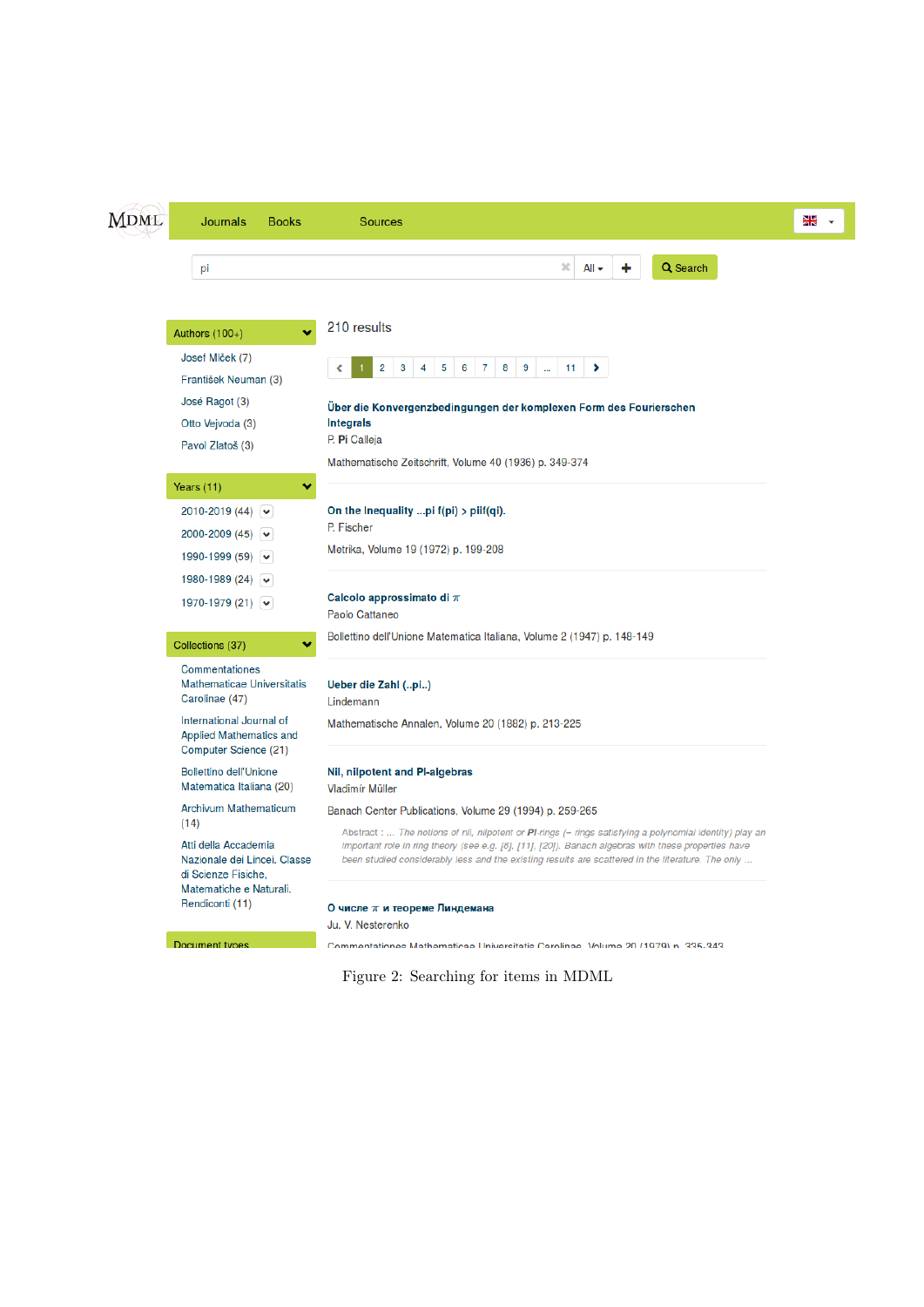MDML | Journals | Books | Sources

pi | All | + | Search

Authors (100+)

- Josef Míček (7)
- František Neuman (3)
- José Ragot (3)
- Otto Vejvoda (3)
- Pavol Zlatoš (3)

Years (11)

- 2010-2019 (44)
- 2000-2009 (45)
- 1990-1999 (59)
- 1980-1989 (24)
- 1970-1979 (21)

Collections (37)

- Commentationes Mathematicae Universitatis Carolinae (47)
- International Journal of Applied Mathematics and Computer Science (21)
- Bollettino dell'Unione Matematica Italiana (20)
- Archivum Mathematicum (14)
- Atti della Accademia Nazionale dei Lincei. Classe di Scienze Fisiche, Matematiche e Naturali. Rendiconti (11)

Document types

210 results

< 1 2 3 4 5 6 7 8 9 ... 11 >

**Über die Konvergenzbedingungen der komplexen Form des Fourierschen Integrals**
P. **Pi** Calleja
Mathematische Zeitschrift, Volume 40 (1936) p. 349-374

**On the Inequality ...pi f(pi) > piif(qi).**
P. Fischer
Metrika, Volume 19 (1972) p. 199-208

**Calcolo approssimato di $\pi$**
Paolo Cattaneo
Bollettino dell'Unione Matematica Italiana, Volume 2 (1947) p. 148-149

**Ueber die Zahl (..pi..)**
Lindemann
Mathematische Annalen, Volume 20 (1882) p. 213-225

**Nil, nilpotent and PI-algebras**
Vladimír Müller
Banach Center Publications, Volume 29 (1994) p. 259-265

Abstract : ... *The notions of nil, nilpotent or* ***PI****-rings (– rings satisfying a polynomial identity) play an important role in ring theory (see e.g. [8], [11], [20]). Banach algebras with these properties have been studied considerably less and the existing results are scattered in the literature. The only ...*

**О числе $\pi$ и теореме Линдемана**
Ju. V. Nesterenko
Commentationes Mathematicae Universitatis Carolinae, Volume 20 (1979) p. 335-343

Figure 2: Searching for items in MDML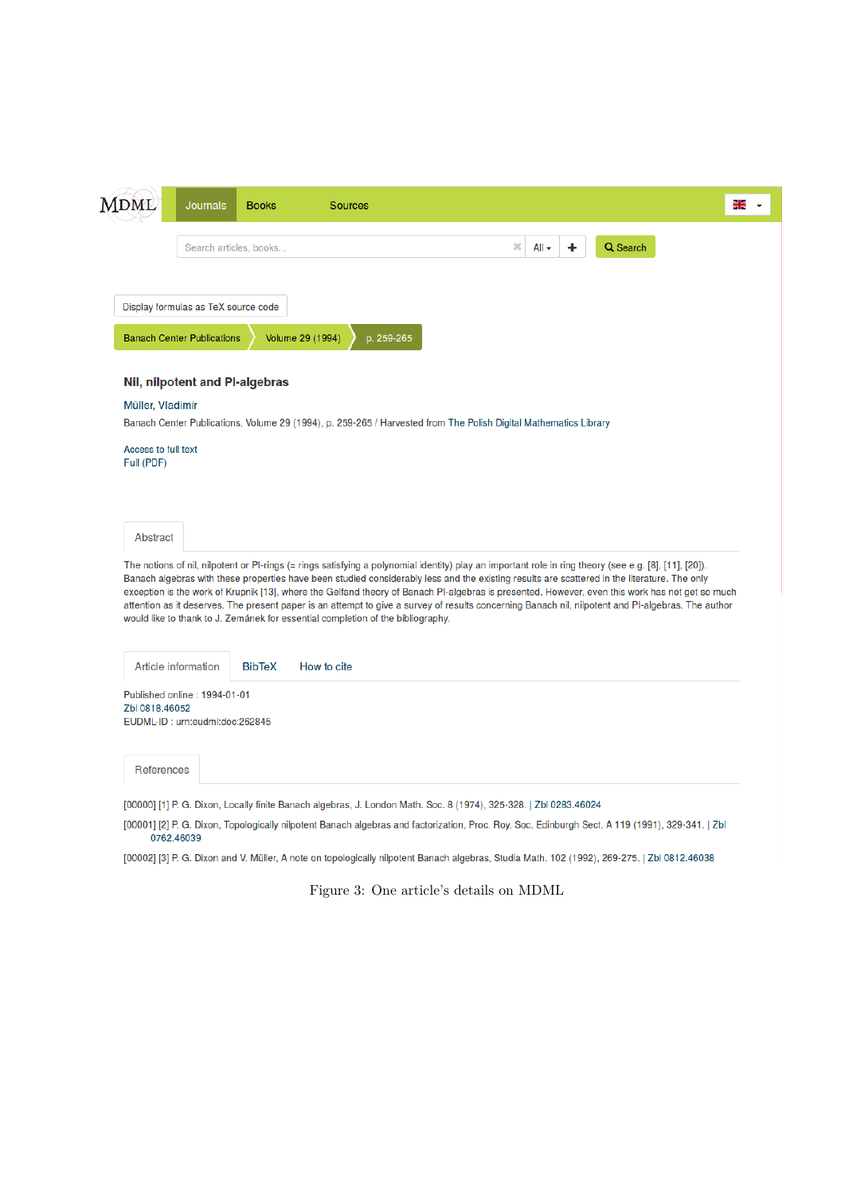MDML | Journals | Books | Sources

Search articles, books... | All | + | Search

Display formulas as TeX source code

Banach Center Publications > Volume 29 (1994) > p. 259-265

**Nil, nilpotent and PI-algebras**

Müller, Vladimir

Banach Center Publications, Volume 29 (1994), p. 259-265 / Harvested from The Polish Digital Mathematics Library

Access to full text
Full (PDF)

Abstract

The notions of nil, nilpotent or PI-rings (= rings satisfying a polynomial identity) play an important role in ring theory (see e.g. [8], [11], [20]). Banach algebras with these properties have been studied considerably less and the existing results are scattered in the literature. The only exception is the work of Krupnik [13], where the Gelfand theory of Banach PI-algebras is presented. However, even this work has not get so much attention as it deserves. The present paper is an attempt to give a survey of results concerning Banach nil, nilpotent and PI-algebras. The author would like to thank to J. Zemánek for essential completion of the bibliography.

Article information | BibTeX | How to cite

Published online : 1994-01-01
Zbl 0818.46052
EUDML-ID : urn:eudml:doc:262845

References

[00000] [1] P. G. Dixon, Locally finite Banach algebras, J. London Math. Soc. 8 (1974), 325-328. | Zbl 0283.46024

[00001] [2] P. G. Dixon, Topologically nilpotent Banach algebras and factorization, Proc. Roy. Soc. Edinburgh Sect. A 119 (1991), 329-341. | Zbl 0762.46039

[00002] [3] P. G. Dixon and V. Müller, A note on topologically nilpotent Banach algebras, Studia Math. 102 (1992), 269-275. | Zbl 0812.46038

Figure 3: One article's details on MDML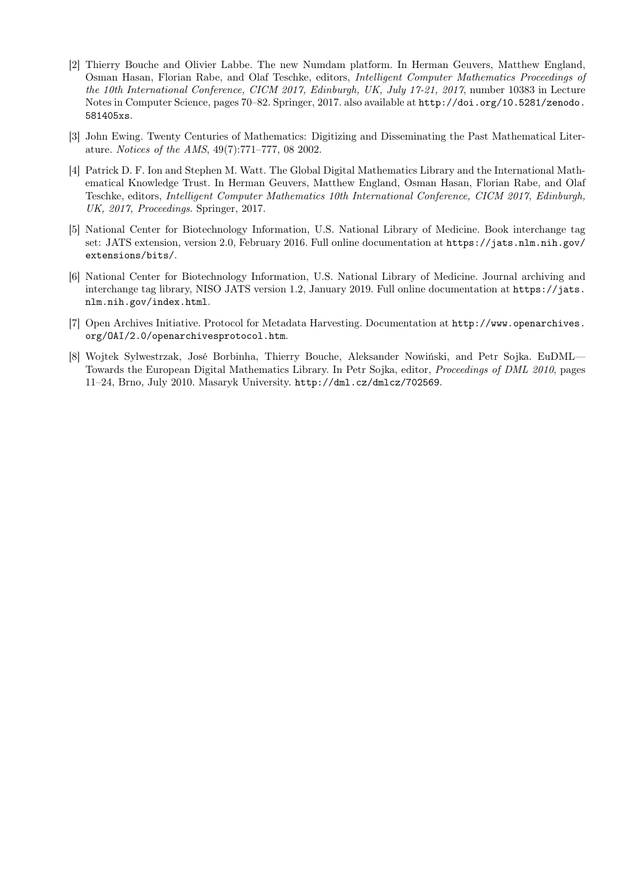[2] Thierry Bouche and Olivier Labbe. The new Numdam platform. In Herman Geuvers, Matthew England, Osman Hasan, Florian Rabe, and Olaf Teschke, editors, *Intelligent Computer Mathematics Proceedings of the 10th International Conference, CICM 2017, Edinburgh, UK, July 17-21, 2017*, number 10383 in Lecture Notes in Computer Science, pages 70–82. Springer, 2017. also available at `http://doi.org/10.5281/zenodo.581405xs`.

[3] John Ewing. Twenty Centuries of Mathematics: Digitizing and Disseminating the Past Mathematical Literature. *Notices of the AMS*, 49(7):771–777, 08 2002.

[4] Patrick D. F. Ion and Stephen M. Watt. The Global Digital Mathematics Library and the International Mathematical Knowledge Trust. In Herman Geuvers, Matthew England, Osman Hasan, Florian Rabe, and Olaf Teschke, editors, *Intelligent Computer Mathematics 10th International Conference, CICM 2017, Edinburgh, UK, 2017, Proceedings*. Springer, 2017.

[5] National Center for Biotechnology Information, U.S. National Library of Medicine. Book interchange tag set: JATS extension, version 2.0, February 2016. Full online documentation at `https://jats.nlm.nih.gov/extensions/bits/`.

[6] National Center for Biotechnology Information, U.S. National Library of Medicine. Journal archiving and interchange tag library, NISO JATS version 1.2, January 2019. Full online documentation at `https://jats.nlm.nih.gov/index.html`.

[7] Open Archives Initiative. Protocol for Metadata Harvesting. Documentation at `http://www.openarchives.org/OAI/2.0/openarchivesprotocol.htm`.

[8] Wojtek Sylwestrzak, José Borbinha, Thierry Bouche, Aleksander Nowiński, and Petr Sojka. EuDML—Towards the European Digital Mathematics Library. In Petr Sojka, editor, *Proceedings of DML 2010*, pages 11–24, Brno, July 2010. Masaryk University. `http://dml.cz/dmlcz/702569`.